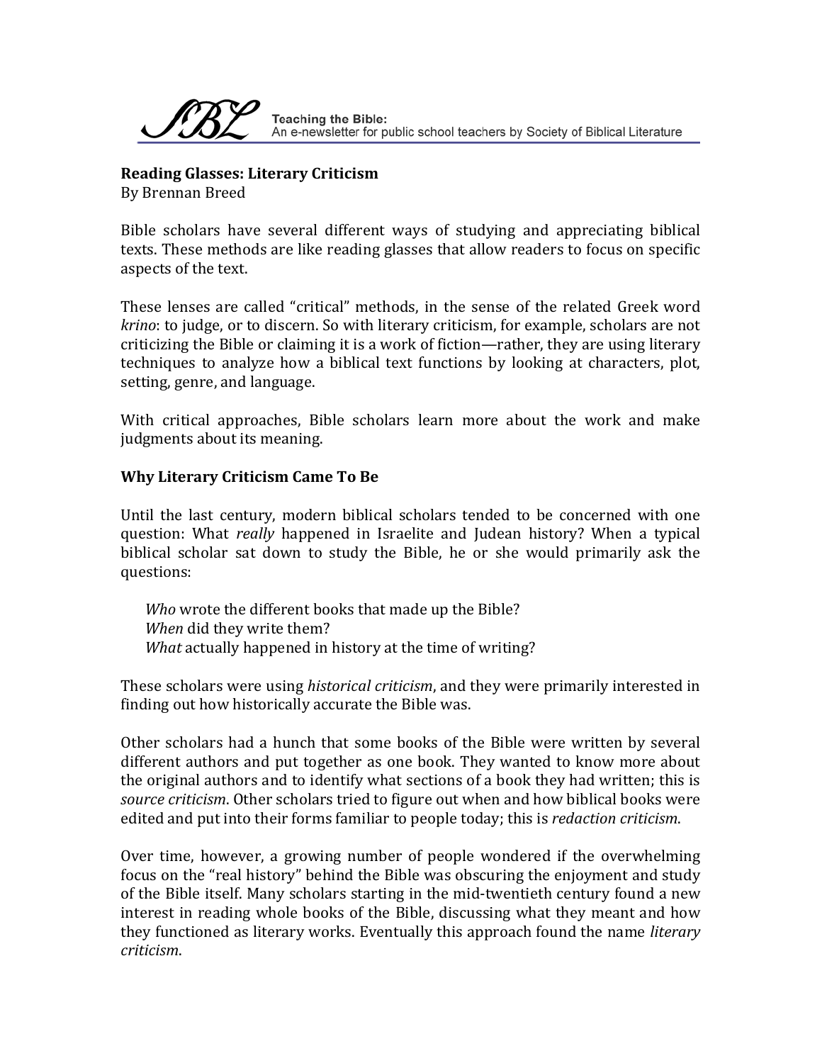**Reading Glasses: Literary Criticism**
By Brennan Breed

Bible scholars have several different ways of studying and appreciating biblical texts. These methods are like reading glasses that allow readers to focus on specific aspects of the text.

These lenses are called "critical" methods, in the sense of the related Greek word *krino*: to judge, or to discern. So with literary criticism, for example, scholars are not criticizing the Bible or claiming it is a work of fiction—rather, they are using literary techniques to analyze how a biblical text functions by looking at characters, plot, setting, genre, and language.

With critical approaches, Bible scholars learn more about the work and make judgments about its meaning.

**Why Literary Criticism Came To Be**

Until the last century, modern biblical scholars tended to be concerned with one question: What *really* happened in Israelite and Judean history? When a typical biblical scholar sat down to study the Bible, he or she would primarily ask the questions:

> *Who* wrote the different books that made up the Bible?
> *When* did they write them?
> *What* actually happened in history at the time of writing?

These scholars were using *historical criticism*, and they were primarily interested in finding out how historically accurate the Bible was.

Other scholars had a hunch that some books of the Bible were written by several different authors and put together as one book. They wanted to know more about the original authors and to identify what sections of a book they had written; this is *source criticism*. Other scholars tried to figure out when and how biblical books were edited and put into their forms familiar to people today; this is *redaction criticism*.

Over time, however, a growing number of people wondered if the overwhelming focus on the "real history" behind the Bible was obscuring the enjoyment and study of the Bible itself. Many scholars starting in the mid-twentieth century found a new interest in reading whole books of the Bible, discussing what they meant and how they functioned as literary works. Eventually this approach found the name *literary criticism*.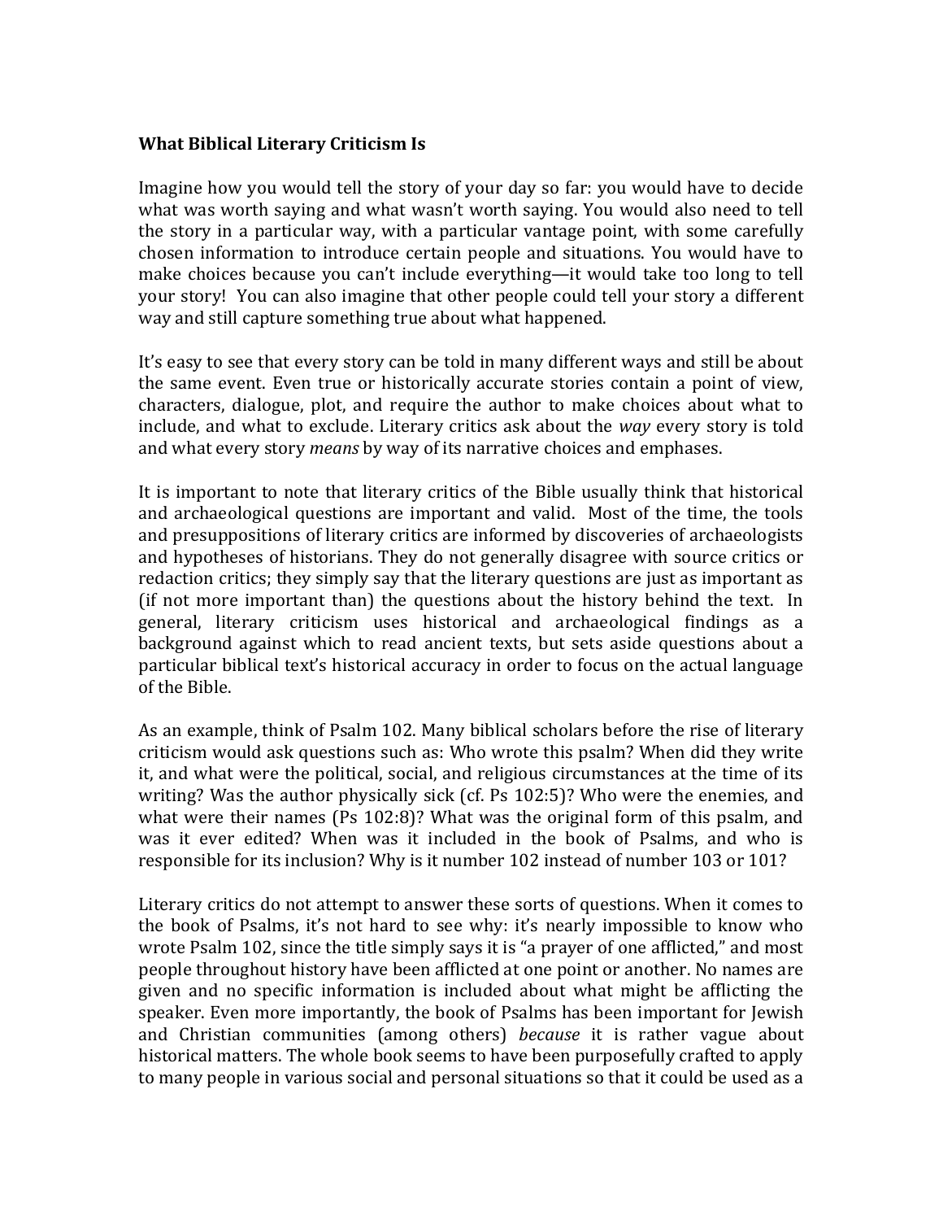**What Biblical Literary Criticism Is**

Imagine how you would tell the story of your day so far: you would have to decide what was worth saying and what wasn't worth saying. You would also need to tell the story in a particular way, with a particular vantage point, with some carefully chosen information to introduce certain people and situations. You would have to make choices because you can't include everything—it would take too long to tell your story! You can also imagine that other people could tell your story a different way and still capture something true about what happened.

It's easy to see that every story can be told in many different ways and still be about the same event. Even true or historically accurate stories contain a point of view, characters, dialogue, plot, and require the author to make choices about what to include, and what to exclude. Literary critics ask about the *way* every story is told and what every story *means* by way of its narrative choices and emphases.

It is important to note that literary critics of the Bible usually think that historical and archaeological questions are important and valid. Most of the time, the tools and presuppositions of literary critics are informed by discoveries of archaeologists and hypotheses of historians. They do not generally disagree with source critics or redaction critics; they simply say that the literary questions are just as important as (if not more important than) the questions about the history behind the text. In general, literary criticism uses historical and archaeological findings as a background against which to read ancient texts, but sets aside questions about a particular biblical text's historical accuracy in order to focus on the actual language of the Bible.

As an example, think of Psalm 102. Many biblical scholars before the rise of literary criticism would ask questions such as: Who wrote this psalm? When did they write it, and what were the political, social, and religious circumstances at the time of its writing? Was the author physically sick (cf. Ps 102:5)? Who were the enemies, and what were their names (Ps 102:8)? What was the original form of this psalm, and was it ever edited? When was it included in the book of Psalms, and who is responsible for its inclusion? Why is it number 102 instead of number 103 or 101?

Literary critics do not attempt to answer these sorts of questions. When it comes to the book of Psalms, it's not hard to see why: it's nearly impossible to know who wrote Psalm 102, since the title simply says it is "a prayer of one afflicted," and most people throughout history have been afflicted at one point or another. No names are given and no specific information is included about what might be afflicting the speaker. Even more importantly, the book of Psalms has been important for Jewish and Christian communities (among others) *because* it is rather vague about historical matters. The whole book seems to have been purposefully crafted to apply to many people in various social and personal situations so that it could be used as a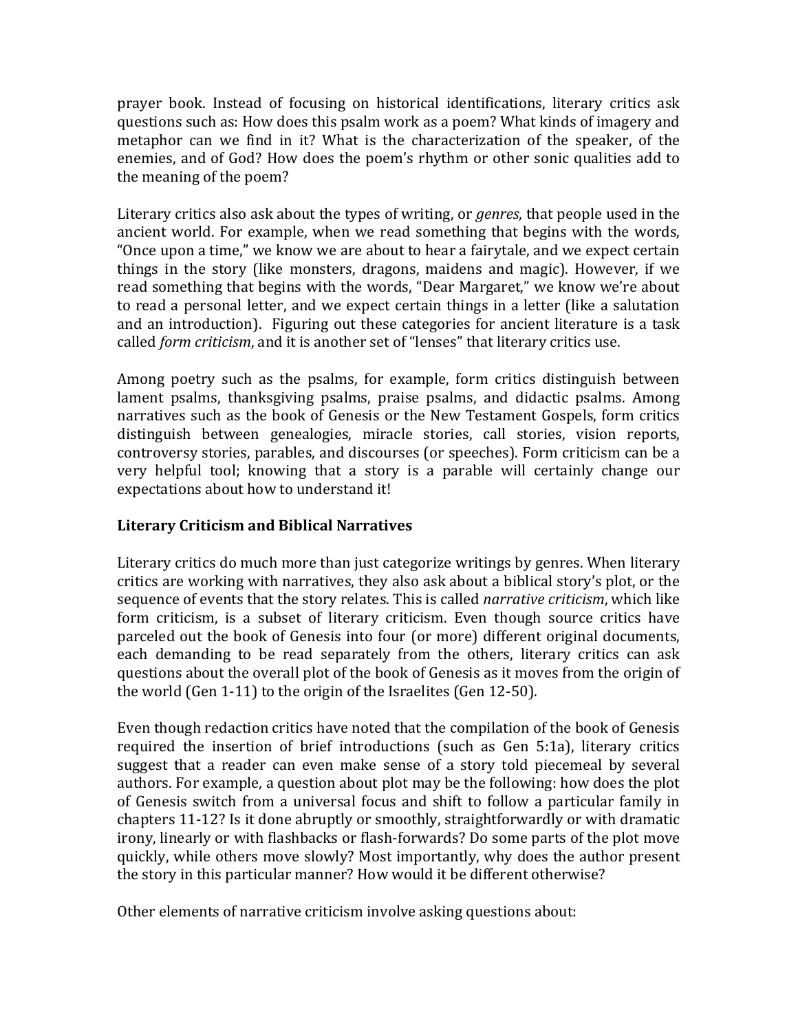prayer book. Instead of focusing on historical identifications, literary critics ask questions such as: How does this psalm work as a poem? What kinds of imagery and metaphor can we find in it? What is the characterization of the speaker, of the enemies, and of God? How does the poem's rhythm or other sonic qualities add to the meaning of the poem?

Literary critics also ask about the types of writing, or *genres*, that people used in the ancient world. For example, when we read something that begins with the words, "Once upon a time," we know we are about to hear a fairytale, and we expect certain things in the story (like monsters, dragons, maidens and magic). However, if we read something that begins with the words, "Dear Margaret," we know we're about to read a personal letter, and we expect certain things in a letter (like a salutation and an introduction). Figuring out these categories for ancient literature is a task called *form criticism*, and it is another set of "lenses" that literary critics use.

Among poetry such as the psalms, for example, form critics distinguish between lament psalms, thanksgiving psalms, praise psalms, and didactic psalms. Among narratives such as the book of Genesis or the New Testament Gospels, form critics distinguish between genealogies, miracle stories, call stories, vision reports, controversy stories, parables, and discourses (or speeches). Form criticism can be a very helpful tool; knowing that a story is a parable will certainly change our expectations about how to understand it!

### Literary Criticism and Biblical Narratives

Literary critics do much more than just categorize writings by genres. When literary critics are working with narratives, they also ask about a biblical story's plot, or the sequence of events that the story relates. This is called *narrative criticism*, which like form criticism, is a subset of literary criticism. Even though source critics have parceled out the book of Genesis into four (or more) different original documents, each demanding to be read separately from the others, literary critics can ask questions about the overall plot of the book of Genesis as it moves from the origin of the world (Gen 1-11) to the origin of the Israelites (Gen 12-50).

Even though redaction critics have noted that the compilation of the book of Genesis required the insertion of brief introductions (such as Gen 5:1a), literary critics suggest that a reader can even make sense of a story told piecemeal by several authors. For example, a question about plot may be the following: how does the plot of Genesis switch from a universal focus and shift to follow a particular family in chapters 11-12? Is it done abruptly or smoothly, straightforwardly or with dramatic irony, linearly or with flashbacks or flash-forwards? Do some parts of the plot move quickly, while others move slowly? Most importantly, why does the author present the story in this particular manner? How would it be different otherwise?

Other elements of narrative criticism involve asking questions about: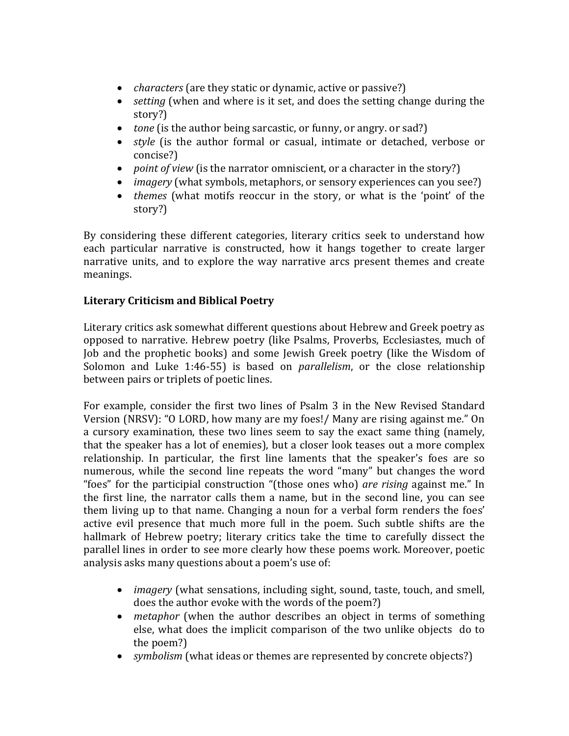- *characters* (are they static or dynamic, active or passive?)
- *setting* (when and where is it set, and does the setting change during the story?)
- *tone* (is the author being sarcastic, or funny, or angry. or sad?)
- *style* (is the author formal or casual, intimate or detached, verbose or concise?)
- *point of view* (is the narrator omniscient, or a character in the story?)
- *imagery* (what symbols, metaphors, or sensory experiences can you see?)
- *themes* (what motifs reoccur in the story, or what is the 'point' of the story?)

By considering these different categories, literary critics seek to understand how each particular narrative is constructed, how it hangs together to create larger narrative units, and to explore the way narrative arcs present themes and create meanings.

**Literary Criticism and Biblical Poetry**

Literary critics ask somewhat different questions about Hebrew and Greek poetry as opposed to narrative. Hebrew poetry (like Psalms, Proverbs, Ecclesiastes, much of Job and the prophetic books) and some Jewish Greek poetry (like the Wisdom of Solomon and Luke 1:46-55) is based on *parallelism*, or the close relationship between pairs or triplets of poetic lines.

For example, consider the first two lines of Psalm 3 in the New Revised Standard Version (NRSV): "O LORD, how many are my foes!/ Many are rising against me." On a cursory examination, these two lines seem to say the exact same thing (namely, that the speaker has a lot of enemies), but a closer look teases out a more complex relationship. In particular, the first line laments that the speaker's foes are so numerous, while the second line repeats the word "many" but changes the word "foes" for the participial construction "(those ones who) *are rising* against me." In the first line, the narrator calls them a name, but in the second line, you can see them living up to that name. Changing a noun for a verbal form renders the foes' active evil presence that much more full in the poem. Such subtle shifts are the hallmark of Hebrew poetry; literary critics take the time to carefully dissect the parallel lines in order to see more clearly how these poems work. Moreover, poetic analysis asks many questions about a poem's use of:

- *imagery* (what sensations, including sight, sound, taste, touch, and smell, does the author evoke with the words of the poem?)
- *metaphor* (when the author describes an object in terms of something else, what does the implicit comparison of the two unlike objects do to the poem?)
- *symbolism* (what ideas or themes are represented by concrete objects?)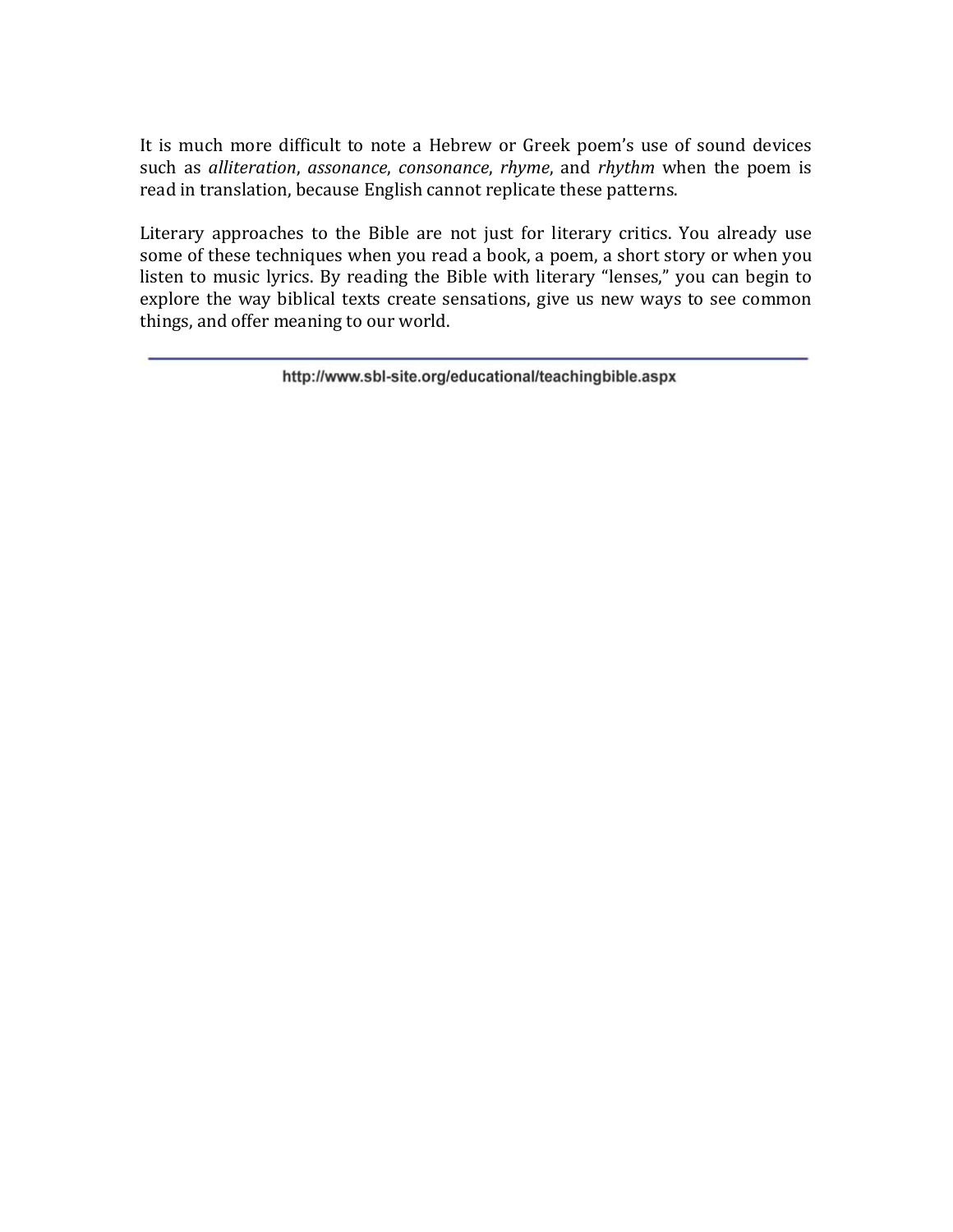It is much more difficult to note a Hebrew or Greek poem's use of sound devices such as *alliteration*, *assonance*, *consonance*, *rhyme*, and *rhythm* when the poem is read in translation, because English cannot replicate these patterns.

Literary approaches to the Bible are not just for literary critics. You already use some of these techniques when you read a book, a poem, a short story or when you listen to music lyrics. By reading the Bible with literary "lenses," you can begin to explore the way biblical texts create sensations, give us new ways to see common things, and offer meaning to our world.